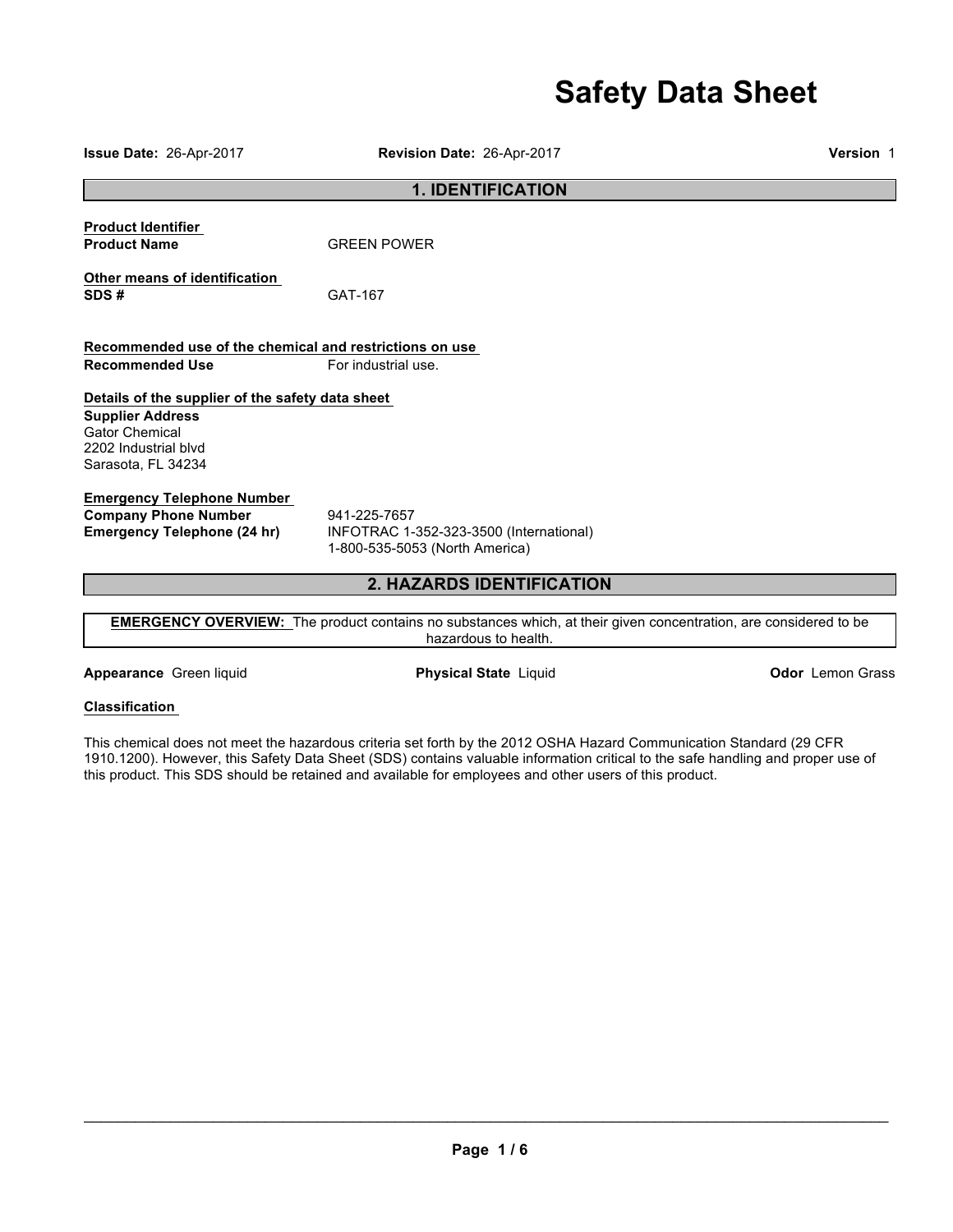# Safety Data Sheet

**Issue Date:** 26-Apr-2017 **Revision Date:** 26-Apr-2017 **Version** 1

## 1. IDENTIFICATION

**Product Identifier**

**Product Name** GREEN POWER

**Other means of identification**

**SDS #** GAT-167

**Recommended use of the chemical and restrictions on use**

**Recommended Use** For industrial use.

**Details of the supplier of the safety data sheet**

**Supplier Address**
Gator Chemical
2202 Industrial blvd
Sarasota, FL 34234

**Emergency Telephone Number**

**Company Phone Number** 941-225-7657

**Emergency Telephone (24 hr)** INFOTRAC 1-352-323-3500 (International)
1-800-535-5053 (North America)

## 2. HAZARDS IDENTIFICATION

**EMERGENCY OVERVIEW:** The product contains no substances which, at their given concentration, are considered to be hazardous to health.

**Appearance** Green liquid **Physical State** Liquid **Odor** Lemon Grass

**Classification**

This chemical does not meet the hazardous criteria set forth by the 2012 OSHA Hazard Communication Standard (29 CFR 1910.1200). However, this Safety Data Sheet (SDS) contains valuable information critical to the safe handling and proper use of this product. This SDS should be retained and available for employees and other users of this product.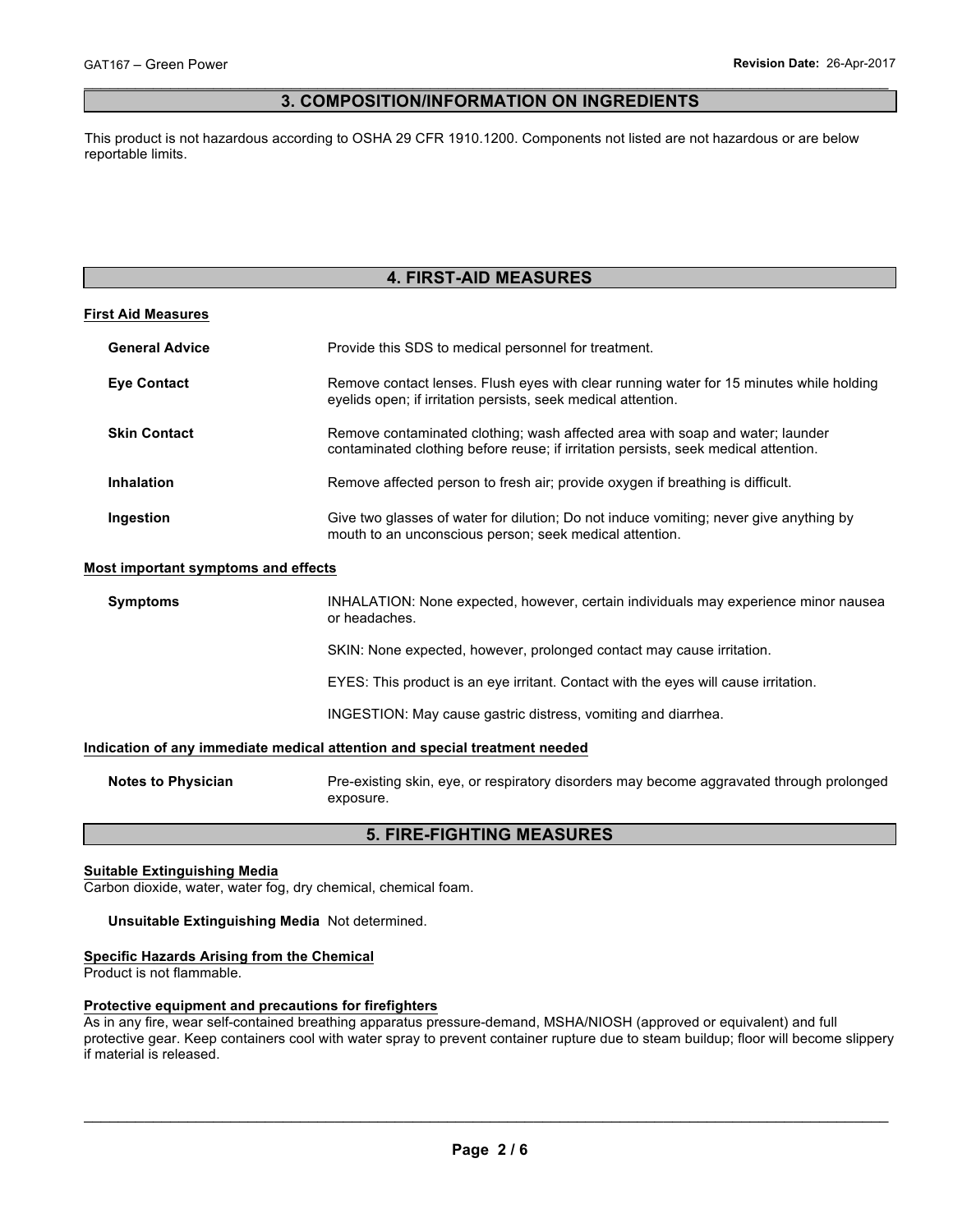## 3. COMPOSITION/INFORMATION ON INGREDIENTS

This product is not hazardous according to OSHA 29 CFR 1910.1200. Components not listed are not hazardous or are below reportable limits.

## 4. FIRST-AID MEASURES

### First Aid Measures

**General Advice** Provide this SDS to medical personnel for treatment.

**Eye Contact** Remove contact lenses. Flush eyes with clear running water for 15 minutes while holding eyelids open; if irritation persists, seek medical attention.

**Skin Contact** Remove contaminated clothing; wash affected area with soap and water; launder contaminated clothing before reuse; if irritation persists, seek medical attention.

**Inhalation** Remove affected person to fresh air; provide oxygen if breathing is difficult.

**Ingestion** Give two glasses of water for dilution; Do not induce vomiting; never give anything by mouth to an unconscious person; seek medical attention.

### Most important symptoms and effects

**Symptoms** INHALATION: None expected, however, certain individuals may experience minor nausea or headaches.

SKIN: None expected, however, prolonged contact may cause irritation.

EYES: This product is an eye irritant. Contact with the eyes will cause irritation.

INGESTION: May cause gastric distress, vomiting and diarrhea.

### Indication of any immediate medical attention and special treatment needed

**Notes to Physician** Pre-existing skin, eye, or respiratory disorders may become aggravated through prolonged exposure.

## 5. FIRE-FIGHTING MEASURES

### Suitable Extinguishing Media

Carbon dioxide, water, water fog, dry chemical, chemical foam.

**Unsuitable Extinguishing Media** Not determined.

### Specific Hazards Arising from the Chemical

Product is not flammable.

### Protective equipment and precautions for firefighters

As in any fire, wear self-contained breathing apparatus pressure-demand, MSHA/NIOSH (approved or equivalent) and full protective gear. Keep containers cool with water spray to prevent container rupture due to steam buildup; floor will become slippery if material is released.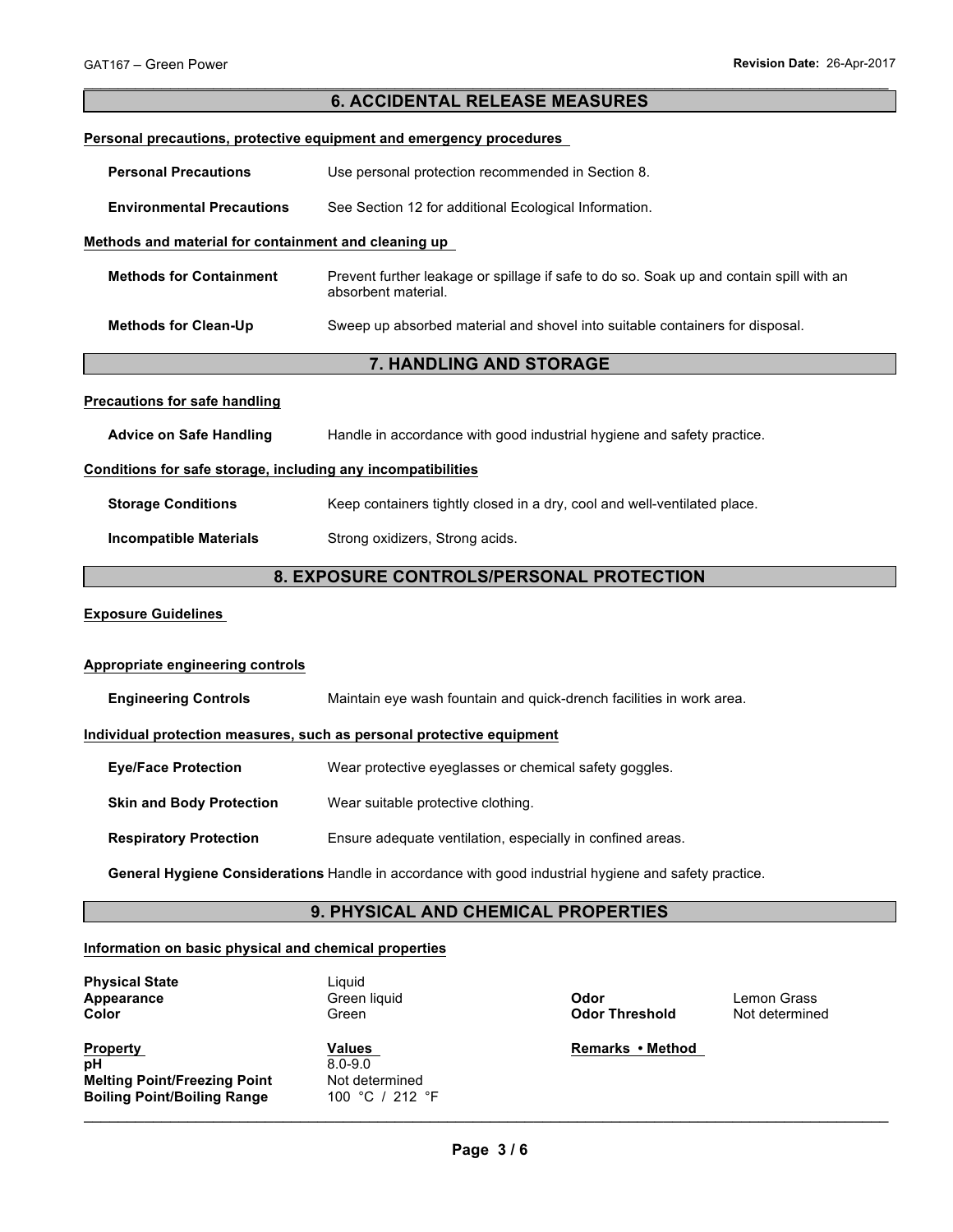## 6. ACCIDENTAL RELEASE MEASURES

**Personal precautions, protective equipment and emergency procedures**

| | |
|---|---|
| **Personal Precautions** | Use personal protection recommended in Section 8. |
| **Environmental Precautions** | See Section 12 for additional Ecological Information. |

**Methods and material for containment and cleaning up**

| | |
|---|---|
| **Methods for Containment** | Prevent further leakage or spillage if safe to do so. Soak up and contain spill with an absorbent material. |
| **Methods for Clean-Up** | Sweep up absorbed material and shovel into suitable containers for disposal. |

## 7. HANDLING AND STORAGE

**Precautions for safe handling**

| | |
|---|---|
| **Advice on Safe Handling** | Handle in accordance with good industrial hygiene and safety practice. |

**Conditions for safe storage, including any incompatibilities**

| | |
|---|---|
| **Storage Conditions** | Keep containers tightly closed in a dry, cool and well-ventilated place. |
| **Incompatible Materials** | Strong oxidizers, Strong acids. |

## 8. EXPOSURE CONTROLS/PERSONAL PROTECTION

**Exposure Guidelines**

**Appropriate engineering controls**

| | |
|---|---|
| **Engineering Controls** | Maintain eye wash fountain and quick-drench facilities in work area. |

**Individual protection measures, such as personal protective equipment**

| | |
|---|---|
| **Eye/Face Protection** | Wear protective eyeglasses or chemical safety goggles. |
| **Skin and Body Protection** | Wear suitable protective clothing. |
| **Respiratory Protection** | Ensure adequate ventilation, especially in confined areas. |
| **General Hygiene Considerations** | Handle in accordance with good industrial hygiene and safety practice. |

## 9. PHYSICAL AND CHEMICAL PROPERTIES

**Information on basic physical and chemical properties**

| | | | |
|---|---|---|---|
| **Physical State** | Liquid | | |
| **Appearance** | Green liquid | **Odor** | Lemon Grass |
| **Color** | Green | **Odor Threshold** | Not determined |

| **Property** | **Values** | **Remarks • Method** |
|---|---|---|
| **pH** | 8.0-9.0 | |
| **Melting Point/Freezing Point** | Not determined | |
| **Boiling Point/Boiling Range** | 100 °C / 212 °F | |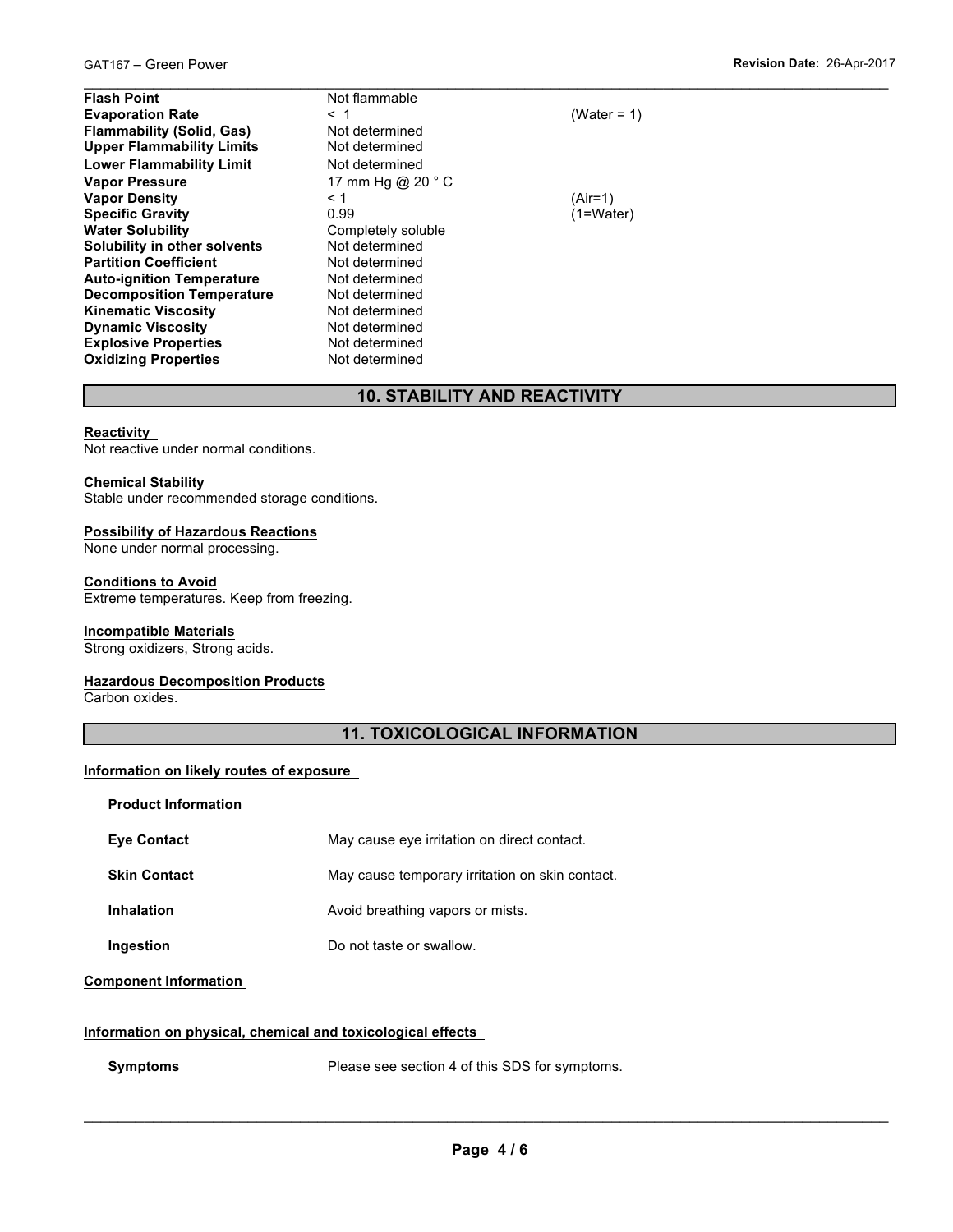| | | |
|---|---|---|
| **Flash Point** | Not flammable | |
| **Evaporation Rate** | < 1 | (Water = 1) |
| **Flammability (Solid, Gas)** | Not determined | |
| **Upper Flammability Limits** | Not determined | |
| **Lower Flammability Limit** | Not determined | |
| **Vapor Pressure** | 17 mm Hg @ 20 ° C | |
| **Vapor Density** | < 1 | (Air=1) |
| **Specific Gravity** | 0.99 | (1=Water) |
| **Water Solubility** | Completely soluble | |
| **Solubility in other solvents** | Not determined | |
| **Partition Coefficient** | Not determined | |
| **Auto-ignition Temperature** | Not determined | |
| **Decomposition Temperature** | Not determined | |
| **Kinematic Viscosity** | Not determined | |
| **Dynamic Viscosity** | Not determined | |
| **Explosive Properties** | Not determined | |
| **Oxidizing Properties** | Not determined | |

## 10. STABILITY AND REACTIVITY

**Reactivity**
Not reactive under normal conditions.

**Chemical Stability**
Stable under recommended storage conditions.

**Possibility of Hazardous Reactions**
None under normal processing.

**Conditions to Avoid**
Extreme temperatures. Keep from freezing.

**Incompatible Materials**
Strong oxidizers, Strong acids.

**Hazardous Decomposition Products**
Carbon oxides.

## 11. TOXICOLOGICAL INFORMATION

**Information on likely routes of exposure**

**Product Information**

| | |
|---|---|
| **Eye Contact** | May cause eye irritation on direct contact. |
| **Skin Contact** | May cause temporary irritation on skin contact. |
| **Inhalation** | Avoid breathing vapors or mists. |
| **Ingestion** | Do not taste or swallow. |

**Component Information**

**Information on physical, chemical and toxicological effects**

**Symptoms** Please see section 4 of this SDS for symptoms.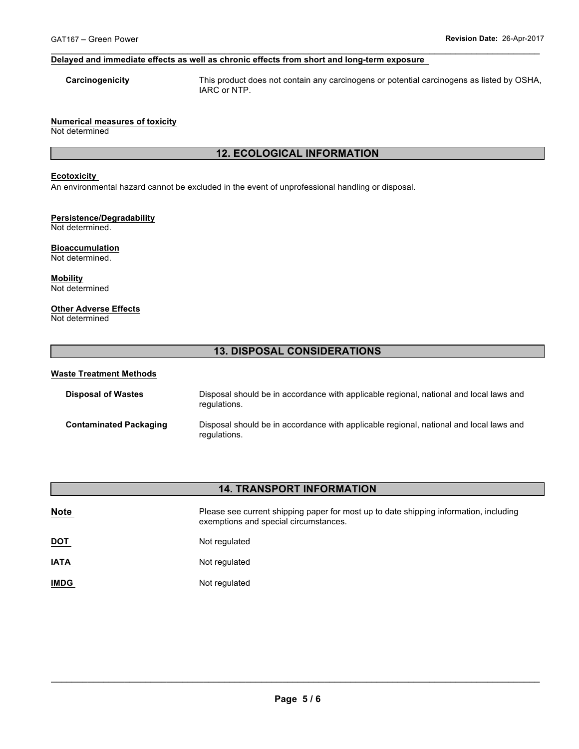**Delayed and immediate effects as well as chronic effects from short and long-term exposure**

| | |
|---|---|
| **Carcinogenicity** | This product does not contain any carcinogens or potential carcinogens as listed by OSHA, IARC or NTP. |

**Numerical measures of toxicity**
Not determined

## 12. ECOLOGICAL INFORMATION

**Ecotoxicity**
An environmental hazard cannot be excluded in the event of unprofessional handling or disposal.

**Persistence/Degradability**
Not determined.

**Bioaccumulation**
Not determined.

**Mobility**
Not determined

**Other Adverse Effects**
Not determined

## 13. DISPOSAL CONSIDERATIONS

**Waste Treatment Methods**

| | |
|---|---|
| **Disposal of Wastes** | Disposal should be in accordance with applicable regional, national and local laws and regulations. |
| **Contaminated Packaging** | Disposal should be in accordance with applicable regional, national and local laws and regulations. |

## 14. TRANSPORT INFORMATION

| | |
|---|---|
| **Note** | Please see current shipping paper for most up to date shipping information, including exemptions and special circumstances. |
| **DOT** | Not regulated |
| **IATA** | Not regulated |
| **IMDG** | Not regulated |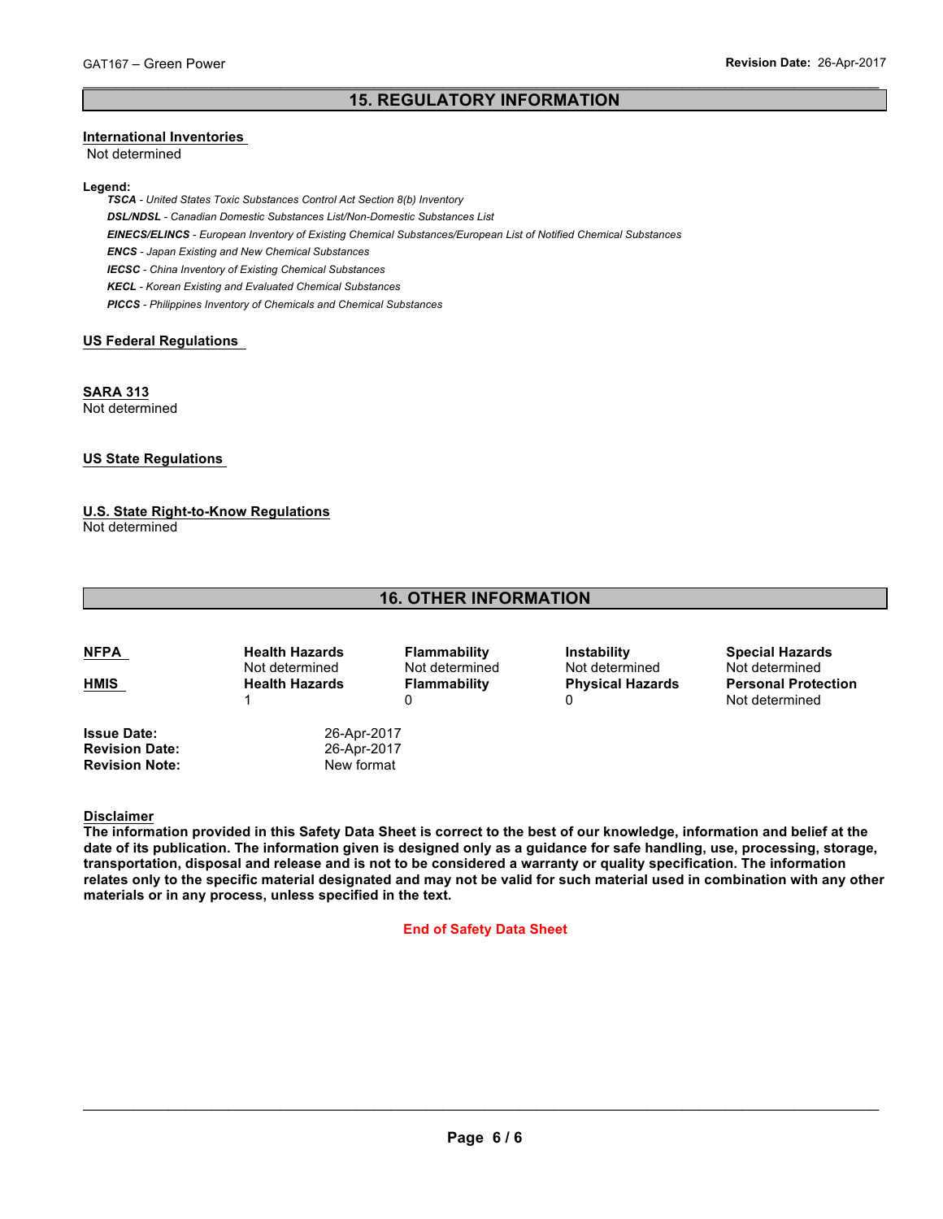## 15. REGULATORY INFORMATION

**International Inventories**
Not determined

**Legend:**
***TSCA*** *- United States Toxic Substances Control Act Section 8(b) Inventory*
***DSL/NDSL*** *- Canadian Domestic Substances List/Non-Domestic Substances List*
***EINECS/ELINCS*** *- European Inventory of Existing Chemical Substances/European List of Notified Chemical Substances*
***ENCS*** *- Japan Existing and New Chemical Substances*
***IECSC*** *- China Inventory of Existing Chemical Substances*
***KECL*** *- Korean Existing and Evaluated Chemical Substances*
***PICCS*** *- Philippines Inventory of Chemicals and Chemical Substances*

**US Federal Regulations**

**SARA 313**
Not determined

**US State Regulations**

**U.S. State Right-to-Know Regulations**
Not determined

## 16. OTHER INFORMATION

| | | | | |
|---|---|---|---|---|
| **NFPA** | **Health Hazards** Not determined | **Flammability** Not determined | **Instability** Not determined | **Special Hazards** Not determined |
| **HMIS** | **Health Hazards** 1 | **Flammability** 0 | **Physical Hazards** 0 | **Personal Protection** Not determined |

**Issue Date:** 26-Apr-2017
**Revision Date:** 26-Apr-2017
**Revision Note:** New format

**Disclaimer**
**The information provided in this Safety Data Sheet is correct to the best of our knowledge, information and belief at the date of its publication. The information given is designed only as a guidance for safe handling, use, processing, storage, transportation, disposal and release and is not to be considered a warranty or quality specification. The information relates only to the specific material designated and may not be valid for such material used in combination with any other materials or in any process, unless specified in the text.**

**End of Safety Data Sheet**